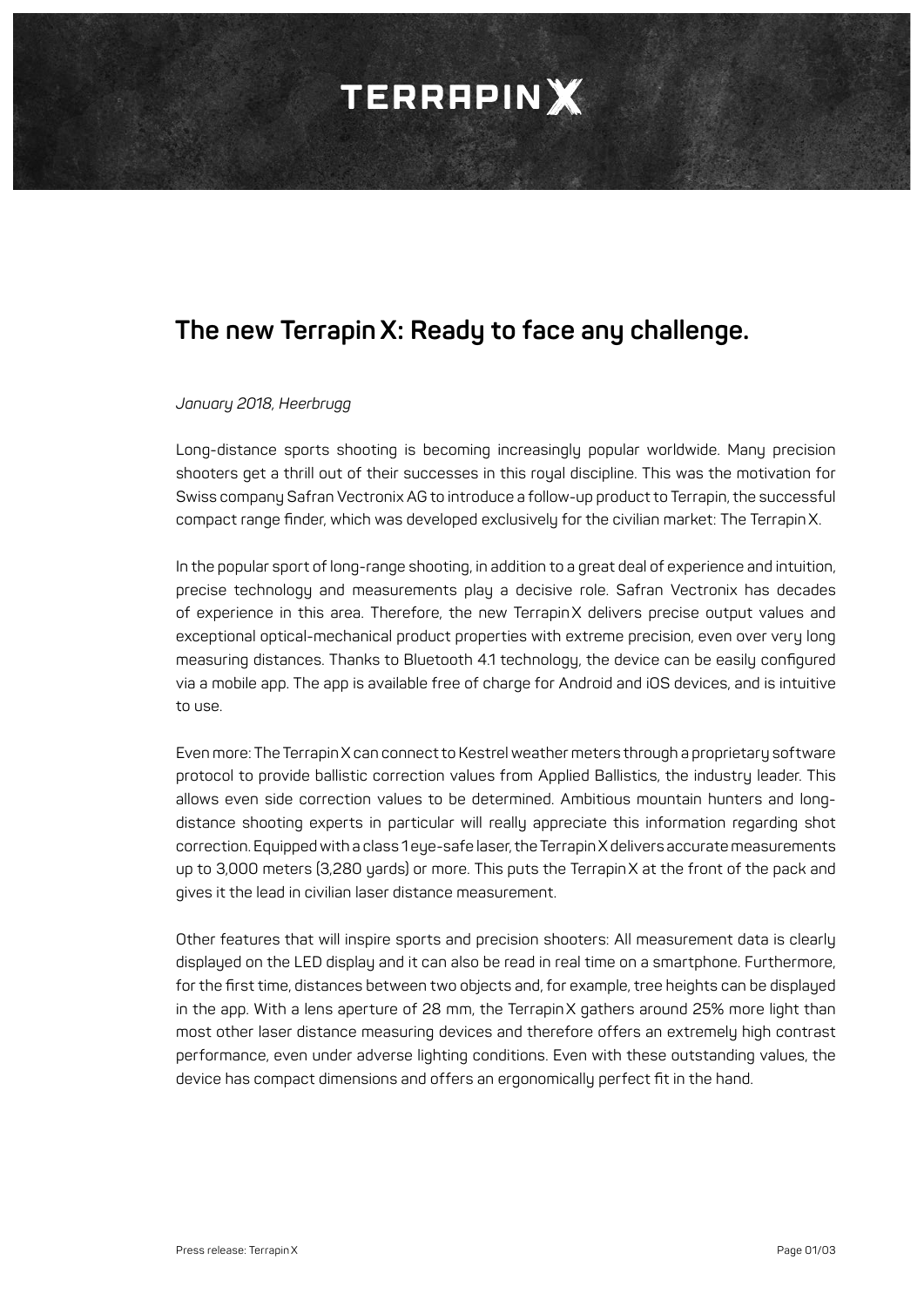# TERRAPIN X

## The new Terrapin X: Ready to face any challenge.

*January 2018, Heerbrugg*

Long-distance sports shooting is becoming increasingly popular worldwide. Many precision shooters get a thrill out of their successes in this royal discipline. This was the motivation for Swiss company Safran Vectronix AG to introduce a follow-up product to Terrapin, the successful compact range finder, which was developed exclusively for the civilian market: The Terrapin X.

In the popular sport of long-range shooting, in addition to a great deal of experience and intuition, precise technology and measurements play a decisive role. Safran Vectronix has decades of experience in this area. Therefore, the new Terrapin X delivers precise output values and exceptional optical-mechanical product properties with extreme precision, even over very long measuring distances. Thanks to Bluetooth 4.1 technology, the device can be easily configured via a mobile app. The app is available free of charge for Android and iOS devices, and is intuitive to use.

Even more: The Terrapin X can connect to Kestrel weather meters through a proprietary software protocol to provide ballistic correction values from Applied Ballistics, the industry leader. This allows even side correction values to be determined. Ambitious mountain hunters and long-distance shooting experts in particular will really appreciate this information regarding shot correction. Equipped with a class 1 eye-safe laser, the Terrapin X delivers accurate measurements up to 3,000 meters (3,280 yards) or more. This puts the Terrapin X at the front of the pack and gives it the lead in civilian laser distance measurement.

Other features that will inspire sports and precision shooters: All measurement data is clearly displayed on the LED display and it can also be read in real time on a smartphone. Furthermore, for the first time, distances between two objects and, for example, tree heights can be displayed in the app. With a lens aperture of 28 mm, the Terrapin X gathers around 25% more light than most other laser distance measuring devices and therefore offers an extremely high contrast performance, even under adverse lighting conditions. Even with these outstanding values, the device has compact dimensions and offers an ergonomically perfect fit in the hand.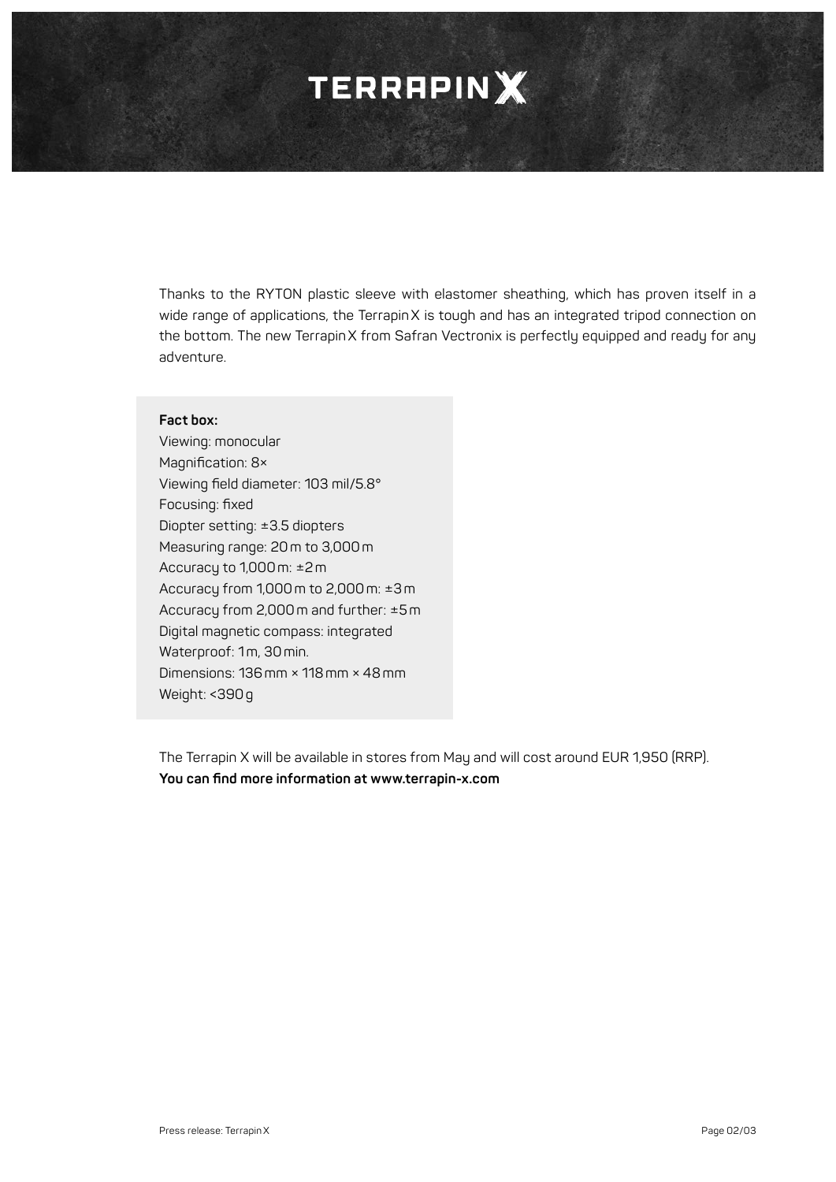Thanks to the RYTON plastic sleeve with elastomer sheathing, which has proven itself in a wide range of applications, the Terrapin X is tough and has an integrated tripod connection on the bottom. The new Terrapin X from Safran Vectronix is perfectly equipped and ready for any adventure.

**Fact box:**
Viewing: monocular
Magnification: 8×
Viewing field diameter: 103 mil/5.8°
Focusing: fixed
Diopter setting: ±3.5 diopters
Measuring range: 20 m to 3,000 m
Accuracy to 1,000 m: ±2 m
Accuracy from 1,000 m to 2,000 m: ±3 m
Accuracy from 2,000 m and further: ±5 m
Digital magnetic compass: integrated
Waterproof: 1 m, 30 min.
Dimensions: 136 mm × 118 mm × 48 mm
Weight: <390 g

The Terrapin X will be available in stores from May and will cost around EUR 1,950 (RRP).
**You can find more information at www.terrapin-x.com**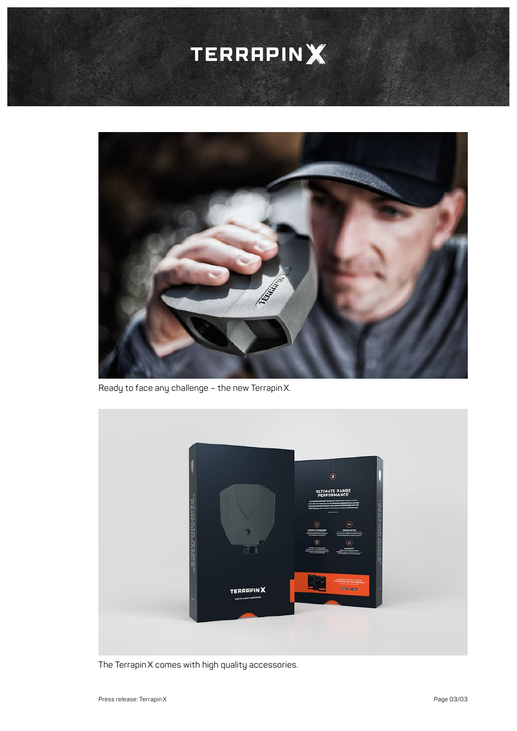Ready to face any challenge – the new Terrapin X.

The Terrapin X comes with high quality accessories.